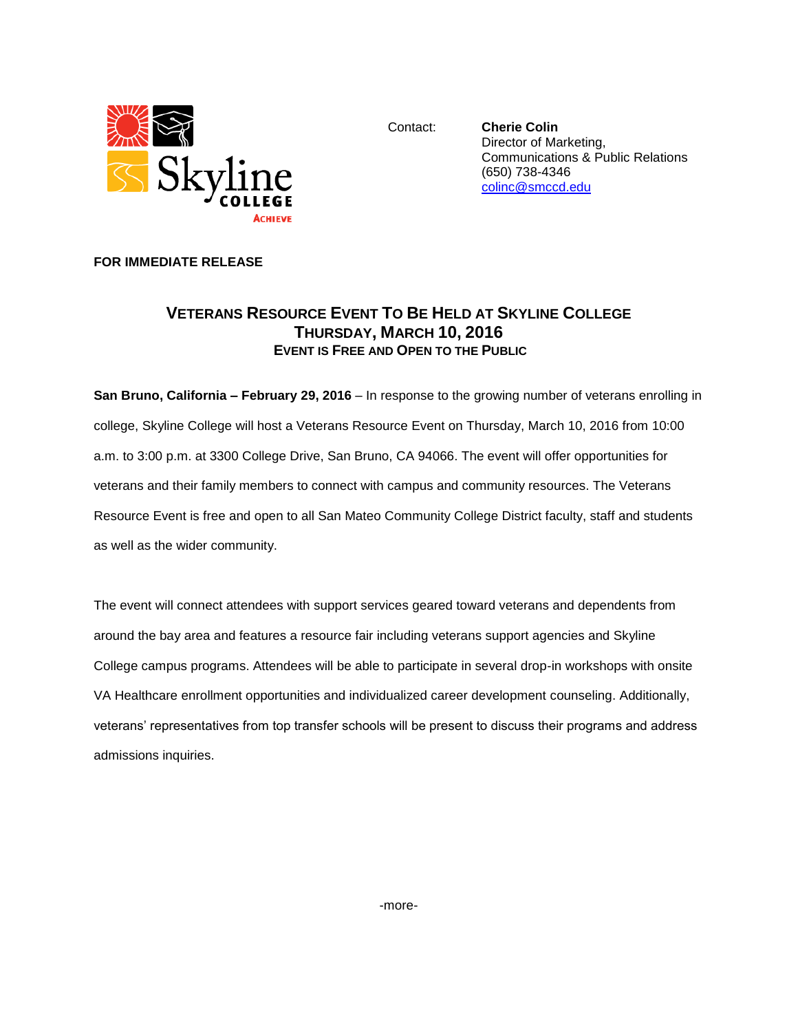Skyline College

Achieve

Contact: **Cherie Colin**
Director of Marketing,
Communications & Public Relations
(650) 738-4346
colinc@smccd.edu

**FOR IMMEDIATE RELEASE**

# VETERANS RESOURCE EVENT TO BE HELD AT SKYLINE COLLEGE
## THURSDAY, MARCH 10, 2016
### EVENT IS FREE AND OPEN TO THE PUBLIC

**San Bruno, California – February 29, 2016** – In response to the growing number of veterans enrolling in college, Skyline College will host a Veterans Resource Event on Thursday, March 10, 2016 from 10:00 a.m. to 3:00 p.m. at 3300 College Drive, San Bruno, CA 94066. The event will offer opportunities for veterans and their family members to connect with campus and community resources. The Veterans Resource Event is free and open to all San Mateo Community College District faculty, staff and students as well as the wider community.

The event will connect attendees with support services geared toward veterans and dependents from around the bay area and features a resource fair including veterans support agencies and Skyline College campus programs. Attendees will be able to participate in several drop-in workshops with onsite VA Healthcare enrollment opportunities and individualized career development counseling. Additionally, veterans' representatives from top transfer schools will be present to discuss their programs and address admissions inquiries.

-more-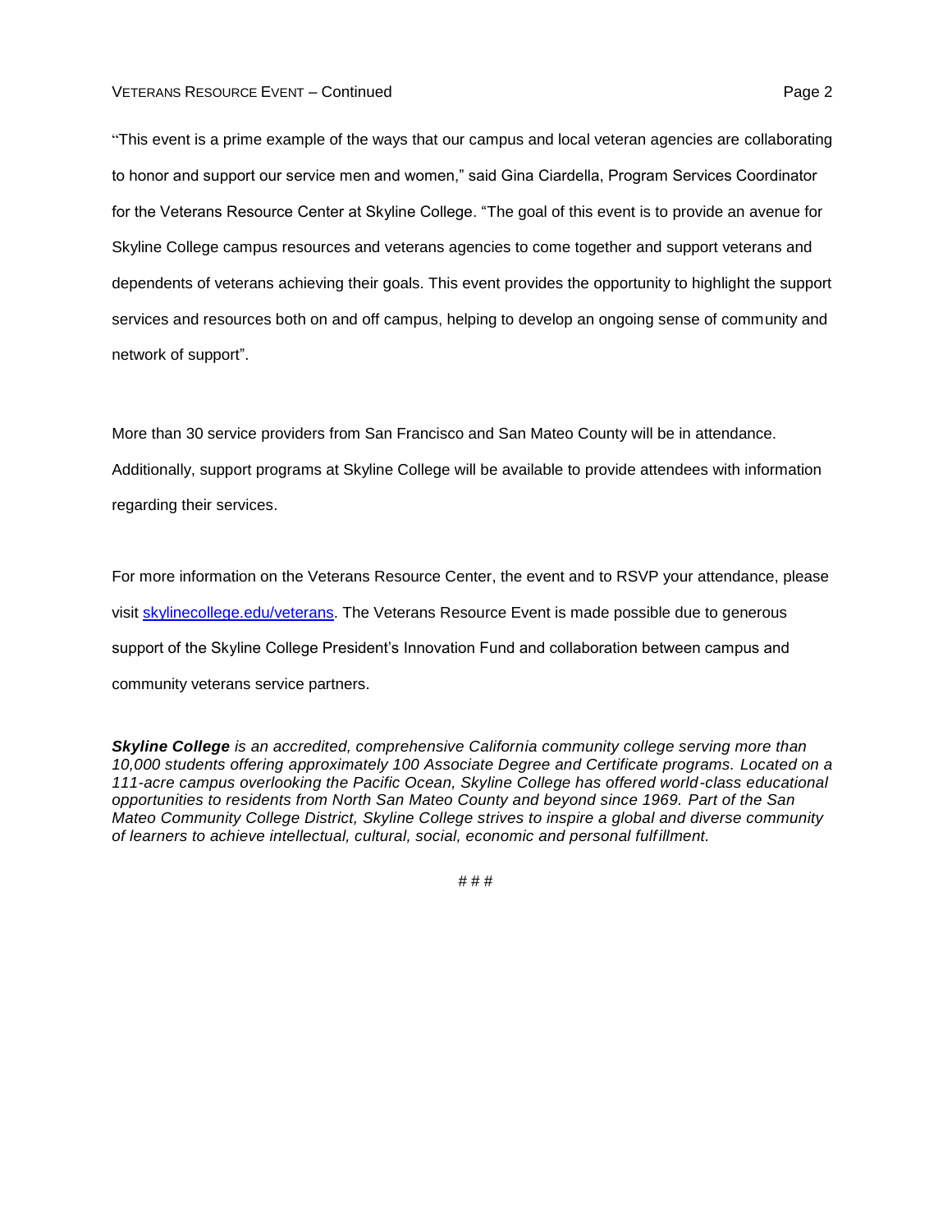"This event is a prime example of the ways that our campus and local veteran agencies are collaborating to honor and support our service men and women," said Gina Ciardella, Program Services Coordinator for the Veterans Resource Center at Skyline College. "The goal of this event is to provide an avenue for Skyline College campus resources and veterans agencies to come together and support veterans and dependents of veterans achieving their goals. This event provides the opportunity to highlight the support services and resources both on and off campus, helping to develop an ongoing sense of community and network of support".

More than 30 service providers from San Francisco and San Mateo County will be in attendance. Additionally, support programs at Skyline College will be available to provide attendees with information regarding their services.

For more information on the Veterans Resource Center, the event and to RSVP your attendance, please visit [skylinecollege.edu/veterans](skylinecollege.edu/veterans). The Veterans Resource Event is made possible due to generous support of the Skyline College President's Innovation Fund and collaboration between campus and community veterans service partners.

***Skyline College** is an accredited, comprehensive California community college serving more than 10,000 students offering approximately 100 Associate Degree and Certificate programs. Located on a 111-acre campus overlooking the Pacific Ocean, Skyline College has offered world-class educational opportunities to residents from North San Mateo County and beyond since 1969. Part of the San Mateo Community College District, Skyline College strives to inspire a global and diverse community of learners to achieve intellectual, cultural, social, economic and personal fulfillment.*

# # #